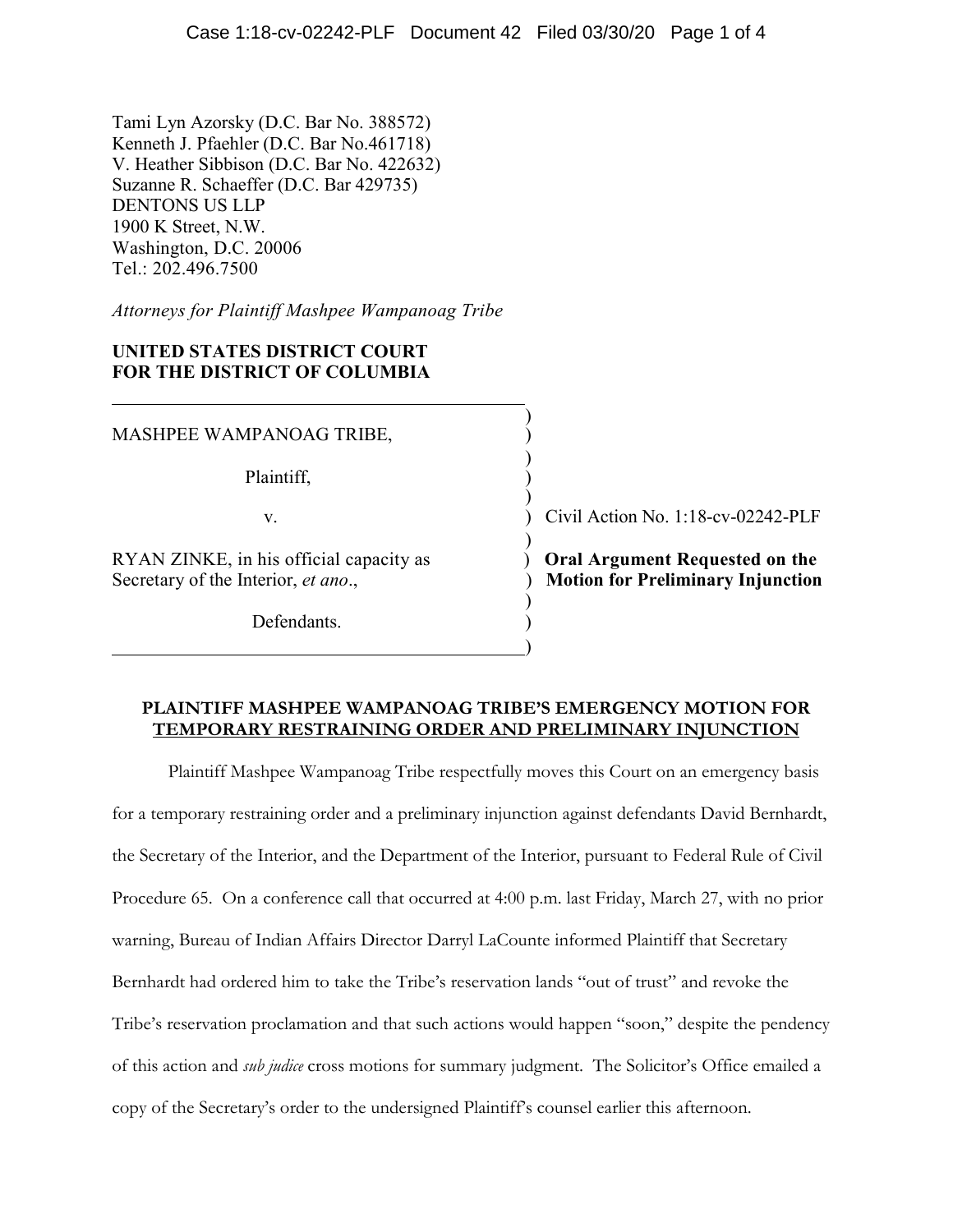Tami Lyn Azorsky (D.C. Bar No. 388572)
Kenneth J. Pfaehler (D.C. Bar No.461718)
V. Heather Sibbison (D.C. Bar No. 422632)
Suzanne R. Schaeffer (D.C. Bar 429735)
DENTONS US LLP
1900 K Street, N.W.
Washington, D.C. 20006
Tel.: 202.496.7500

*Attorneys for Plaintiff Mashpee Wampanoag Tribe*

**UNITED STATES DISTRICT COURT**
**FOR THE DISTRICT OF COLUMBIA**

| | |
|---|---|
| MASHPEE WAMPANOAG TRIBE,<br><br>Plaintiff,<br><br>v.<br><br>RYAN ZINKE, in his official capacity as Secretary of the Interior, *et ano*.,<br><br>Defendants. | Civil Action No. 1:18-cv-02242-PLF<br><br>**Oral Argument Requested on the Motion for Preliminary Injunction** |

**PLAINTIFF MASHPEE WAMPANOAG TRIBE'S EMERGENCY MOTION FOR TEMPORARY RESTRAINING ORDER AND PRELIMINARY INJUNCTION**

Plaintiff Mashpee Wampanoag Tribe respectfully moves this Court on an emergency basis for a temporary restraining order and a preliminary injunction against defendants David Bernhardt, the Secretary of the Interior, and the Department of the Interior, pursuant to Federal Rule of Civil Procedure 65. On a conference call that occurred at 4:00 p.m. last Friday, March 27, with no prior warning, Bureau of Indian Affairs Director Darryl LaCounte informed Plaintiff that Secretary Bernhardt had ordered him to take the Tribe's reservation lands "out of trust" and revoke the Tribe's reservation proclamation and that such actions would happen "soon," despite the pendency of this action and *sub judice* cross motions for summary judgment. The Solicitor's Office emailed a copy of the Secretary's order to the undersigned Plaintiff's counsel earlier this afternoon.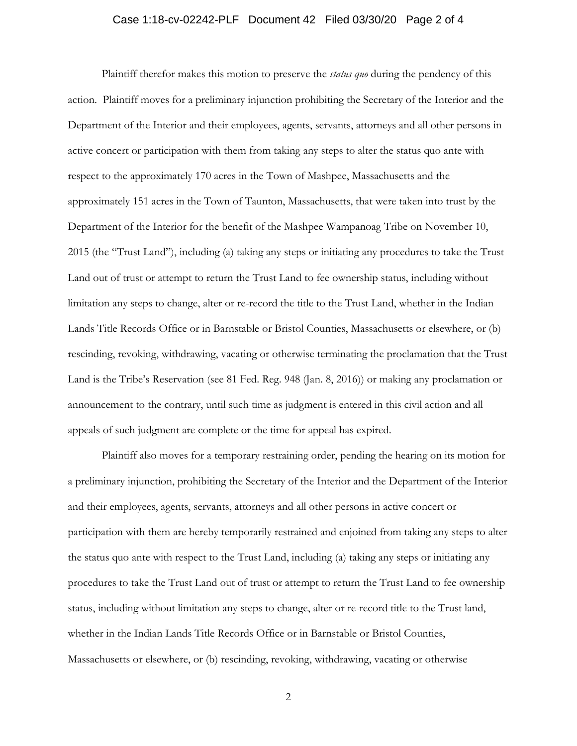Plaintiff therefor makes this motion to preserve the *status quo* during the pendency of this action. Plaintiff moves for a preliminary injunction prohibiting the Secretary of the Interior and the Department of the Interior and their employees, agents, servants, attorneys and all other persons in active concert or participation with them from taking any steps to alter the status quo ante with respect to the approximately 170 acres in the Town of Mashpee, Massachusetts and the approximately 151 acres in the Town of Taunton, Massachusetts, that were taken into trust by the Department of the Interior for the benefit of the Mashpee Wampanoag Tribe on November 10, 2015 (the "Trust Land"), including (a) taking any steps or initiating any procedures to take the Trust Land out of trust or attempt to return the Trust Land to fee ownership status, including without limitation any steps to change, alter or re-record the title to the Trust Land, whether in the Indian Lands Title Records Office or in Barnstable or Bristol Counties, Massachusetts or elsewhere, or (b) rescinding, revoking, withdrawing, vacating or otherwise terminating the proclamation that the Trust Land is the Tribe's Reservation (see 81 Fed. Reg. 948 (Jan. 8, 2016)) or making any proclamation or announcement to the contrary, until such time as judgment is entered in this civil action and all appeals of such judgment are complete or the time for appeal has expired.

Plaintiff also moves for a temporary restraining order, pending the hearing on its motion for a preliminary injunction, prohibiting the Secretary of the Interior and the Department of the Interior and their employees, agents, servants, attorneys and all other persons in active concert or participation with them are hereby temporarily restrained and enjoined from taking any steps to alter the status quo ante with respect to the Trust Land, including (a) taking any steps or initiating any procedures to take the Trust Land out of trust or attempt to return the Trust Land to fee ownership status, including without limitation any steps to change, alter or re-record title to the Trust land, whether in the Indian Lands Title Records Office or in Barnstable or Bristol Counties, Massachusetts or elsewhere, or (b) rescinding, revoking, withdrawing, vacating or otherwise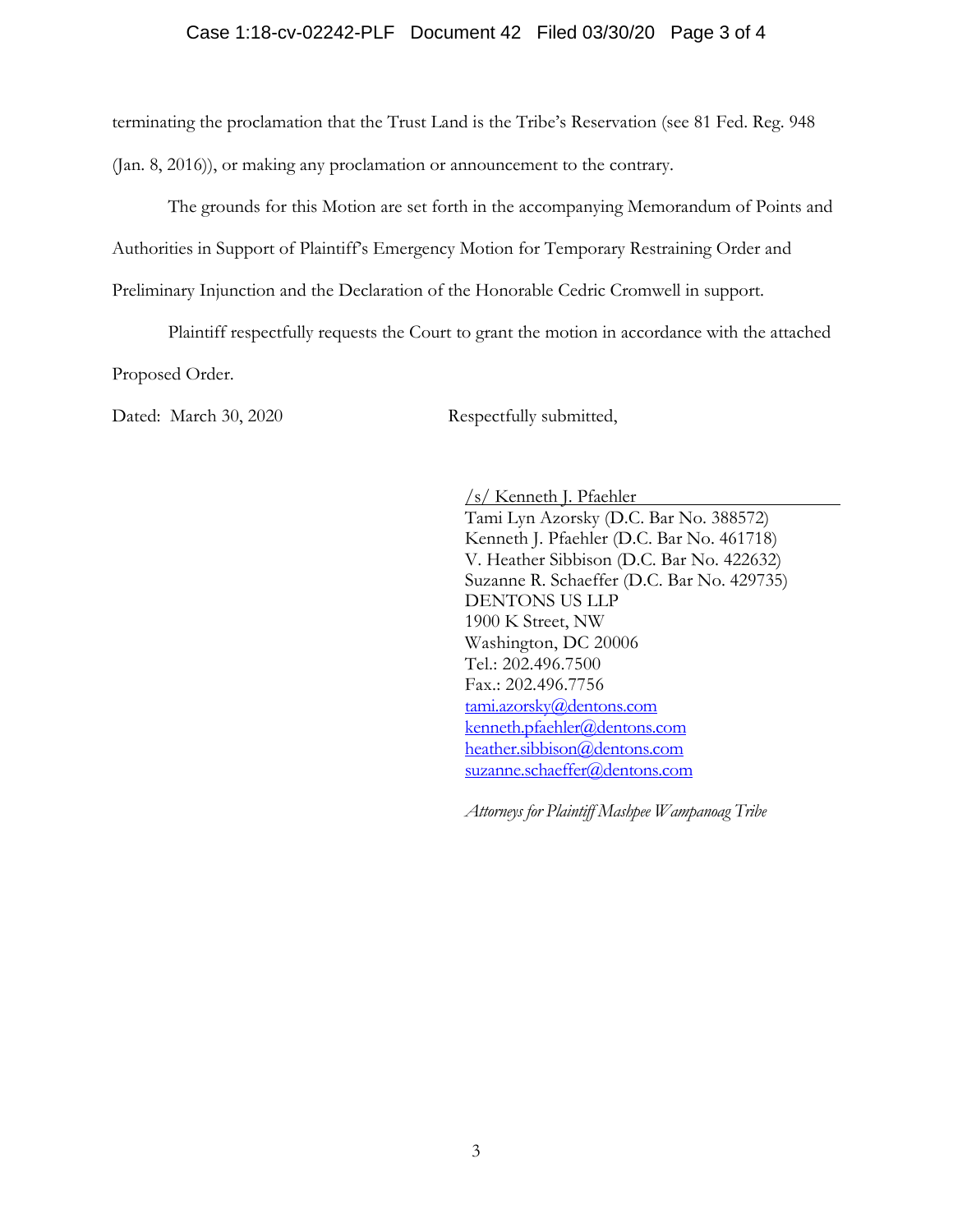terminating the proclamation that the Trust Land is the Tribe's Reservation (see 81 Fed. Reg. 948 (Jan. 8, 2016)), or making any proclamation or announcement to the contrary.

The grounds for this Motion are set forth in the accompanying Memorandum of Points and Authorities in Support of Plaintiff's Emergency Motion for Temporary Restraining Order and Preliminary Injunction and the Declaration of the Honorable Cedric Cromwell in support.

Plaintiff respectfully requests the Court to grant the motion in accordance with the attached Proposed Order.

Dated: March 30, 2020

Respectfully submitted,

/s/ Kenneth J. Pfaehler
Tami Lyn Azorsky (D.C. Bar No. 388572)
Kenneth J. Pfaehler (D.C. Bar No. 461718)
V. Heather Sibbison (D.C. Bar No. 422632)
Suzanne R. Schaeffer (D.C. Bar No. 429735)
DENTONS US LLP
1900 K Street, NW
Washington, DC 20006
Tel.: 202.496.7500
Fax.: 202.496.7756
tami.azorsky@dentons.com
kenneth.pfaehler@dentons.com
heather.sibbison@dentons.com
suzanne.schaeffer@dentons.com

*Attorneys for Plaintiff Mashpee Wampanoag Tribe*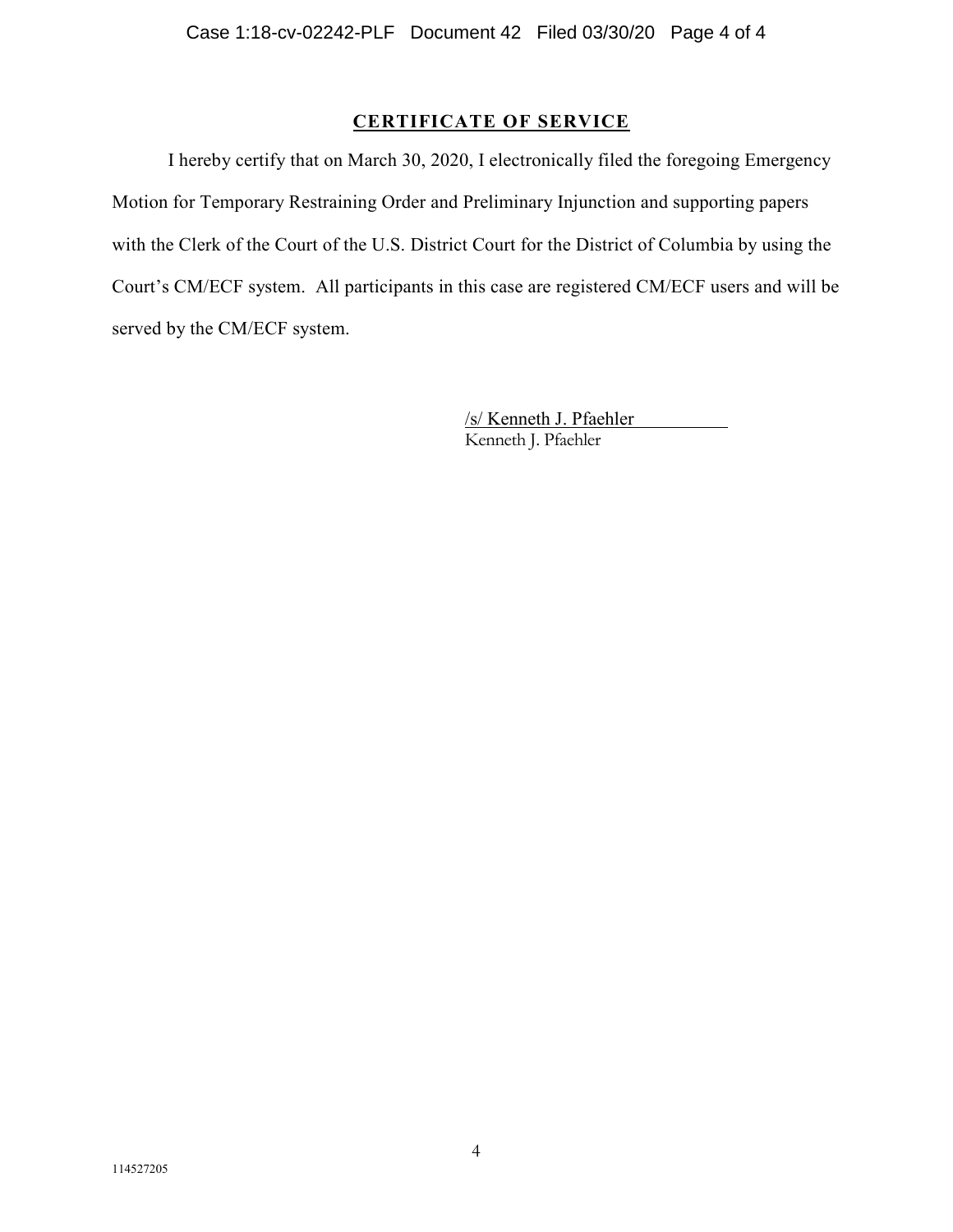## CERTIFICATE OF SERVICE

I hereby certify that on March 30, 2020, I electronically filed the foregoing Emergency Motion for Temporary Restraining Order and Preliminary Injunction and supporting papers with the Clerk of the Court of the U.S. District Court for the District of Columbia by using the Court's CM/ECF system. All participants in this case are registered CM/ECF users and will be served by the CM/ECF system.

/s/ Kenneth J. Pfaehler
Kenneth J. Pfaehler

114527205